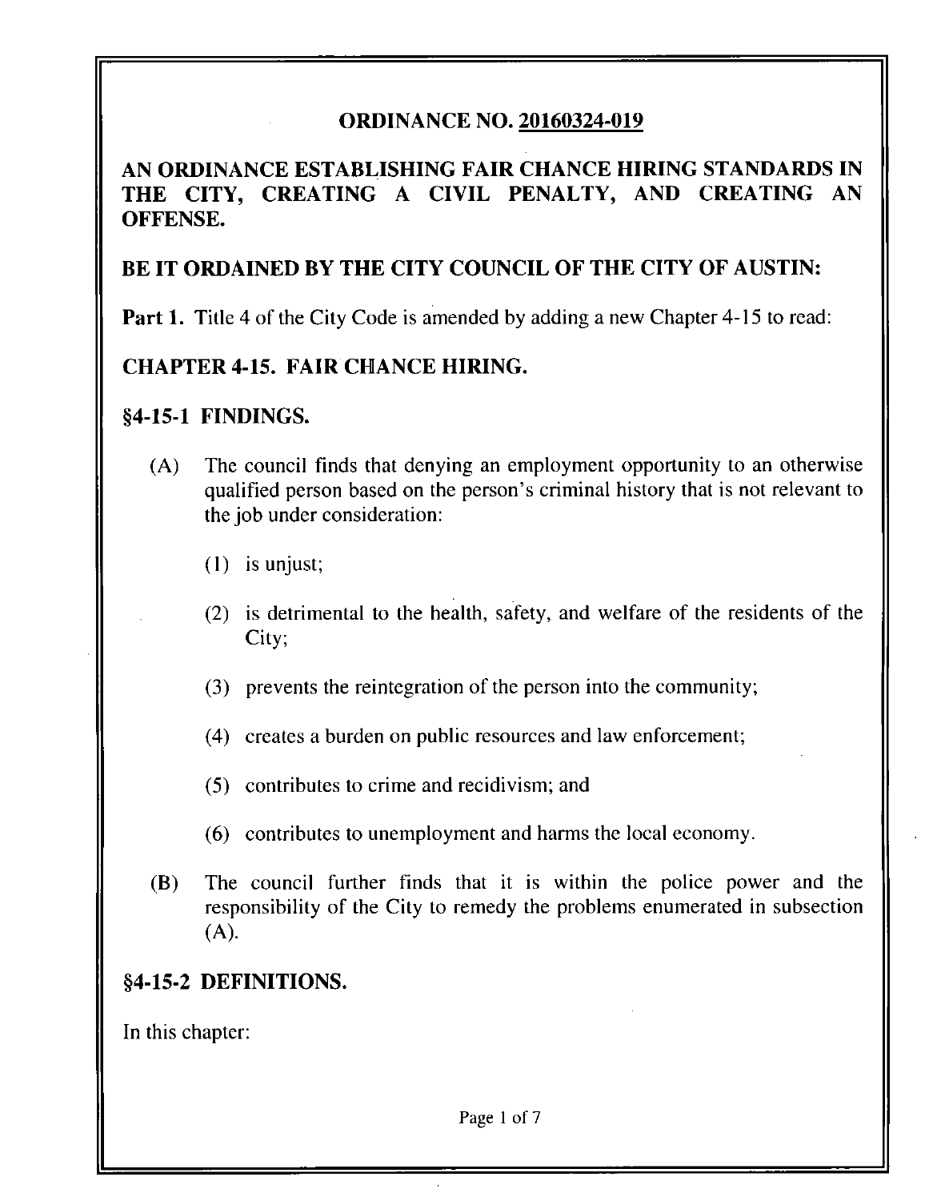# ORDINANCE NO. 20160324-019

## AN ORDINANCE ESTABLISHING FAIR CHANCE HIRING STANDARDS IN THE CITY, CREATING A CIVIL PENALTY, AND CREATING AN OFFENSE.

## BE IT ORDAINED BY THE CITY COUNCIL OF THE CITY OF AUSTIN:

**Part 1.** Title 4 of the City Code is amended by adding a new Chapter 4-15 to read:

## CHAPTER 4-15. FAIR CHANCE HIRING.

### §4-15-1 FINDINGS.

(A) The council finds that denying an employment opportunity to an otherwise qualified person based on the person's criminal history that is not relevant to the job under consideration:

(1) is unjust;

(2) is detrimental to the health, safety, and welfare of the residents of the City;

(3) prevents the reintegration of the person into the community;

(4) creates a burden on public resources and law enforcement;

(5) contributes to crime and recidivism; and

(6) contributes to unemployment and harms the local economy.

(B) The council further finds that it is within the police power and the responsibility of the City to remedy the problems enumerated in subsection (A).

### §4-15-2 DEFINITIONS.

In this chapter: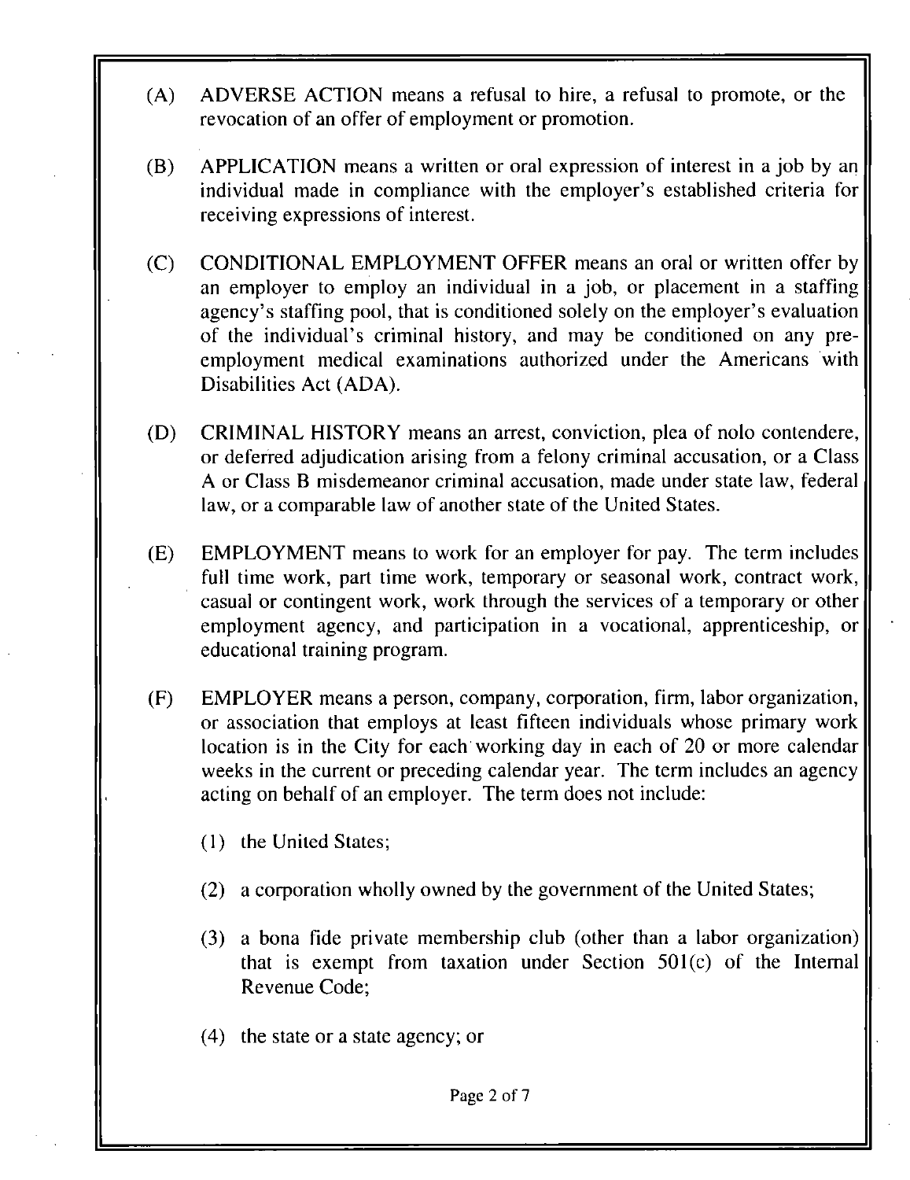(A) ADVERSE ACTION means a refusal to hire, a refusal to promote, or the revocation of an offer of employment or promotion.

(B) APPLICATION means a written or oral expression of interest in a job by an individual made in compliance with the employer's established criteria for receiving expressions of interest.

(C) CONDITIONAL EMPLOYMENT OFFER means an oral or written offer by an employer to employ an individual in a job, or placement in a staffing agency's staffing pool, that is conditioned solely on the employer's evaluation of the individual's criminal history, and may be conditioned on any pre-employment medical examinations authorized under the Americans with Disabilities Act (ADA).

(D) CRIMINAL HISTORY means an arrest, conviction, plea of nolo contendere, or deferred adjudication arising from a felony criminal accusation, or a Class A or Class B misdemeanor criminal accusation, made under state law, federal law, or a comparable law of another state of the United States.

(E) EMPLOYMENT means to work for an employer for pay. The term includes full time work, part time work, temporary or seasonal work, contract work, casual or contingent work, work through the services of a temporary or other employment agency, and participation in a vocational, apprenticeship, or educational training program.

(F) EMPLOYER means a person, company, corporation, firm, labor organization, or association that employs at least fifteen individuals whose primary work location is in the City for each working day in each of 20 or more calendar weeks in the current or preceding calendar year. The term includes an agency acting on behalf of an employer. The term does not include:

   (1) the United States;

   (2) a corporation wholly owned by the government of the United States;

   (3) a bona fide private membership club (other than a labor organization) that is exempt from taxation under Section 501(c) of the Internal Revenue Code;

   (4) the state or a state agency; or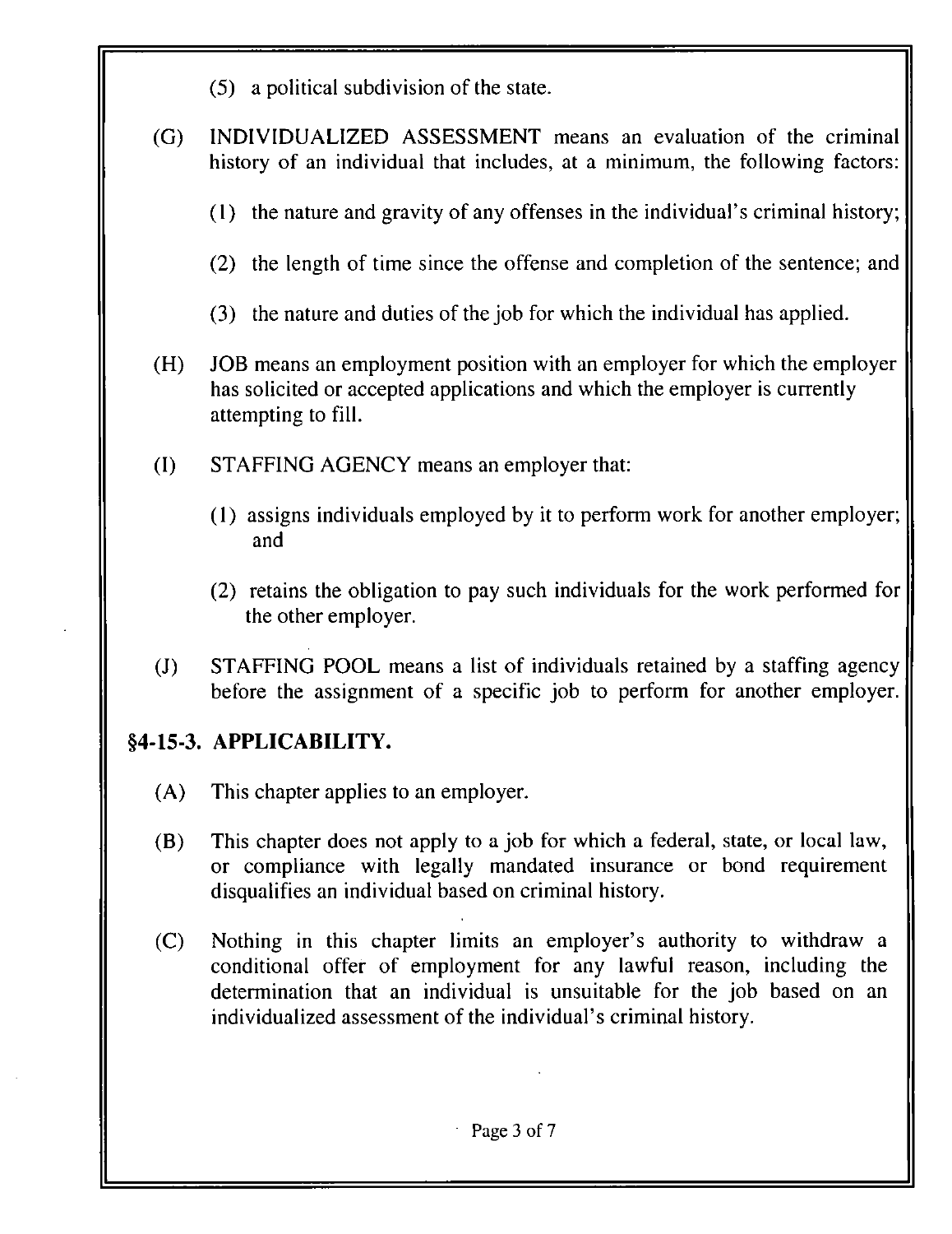(5) a political subdivision of the state.

(G) INDIVIDUALIZED ASSESSMENT means an evaluation of the criminal history of an individual that includes, at a minimum, the following factors:

(1) the nature and gravity of any offenses in the individual's criminal history;

(2) the length of time since the offense and completion of the sentence; and

(3) the nature and duties of the job for which the individual has applied.

(H) JOB means an employment position with an employer for which the employer has solicited or accepted applications and which the employer is currently attempting to fill.

(I) STAFFING AGENCY means an employer that:

(1) assigns individuals employed by it to perform work for another employer; and

(2) retains the obligation to pay such individuals for the work performed for the other employer.

(J) STAFFING POOL means a list of individuals retained by a staffing agency before the assignment of a specific job to perform for another employer.

## §4-15-3. APPLICABILITY.

(A) This chapter applies to an employer.

(B) This chapter does not apply to a job for which a federal, state, or local law, or compliance with legally mandated insurance or bond requirement disqualifies an individual based on criminal history.

(C) Nothing in this chapter limits an employer's authority to withdraw a conditional offer of employment for any lawful reason, including the determination that an individual is unsuitable for the job based on an individualized assessment of the individual's criminal history.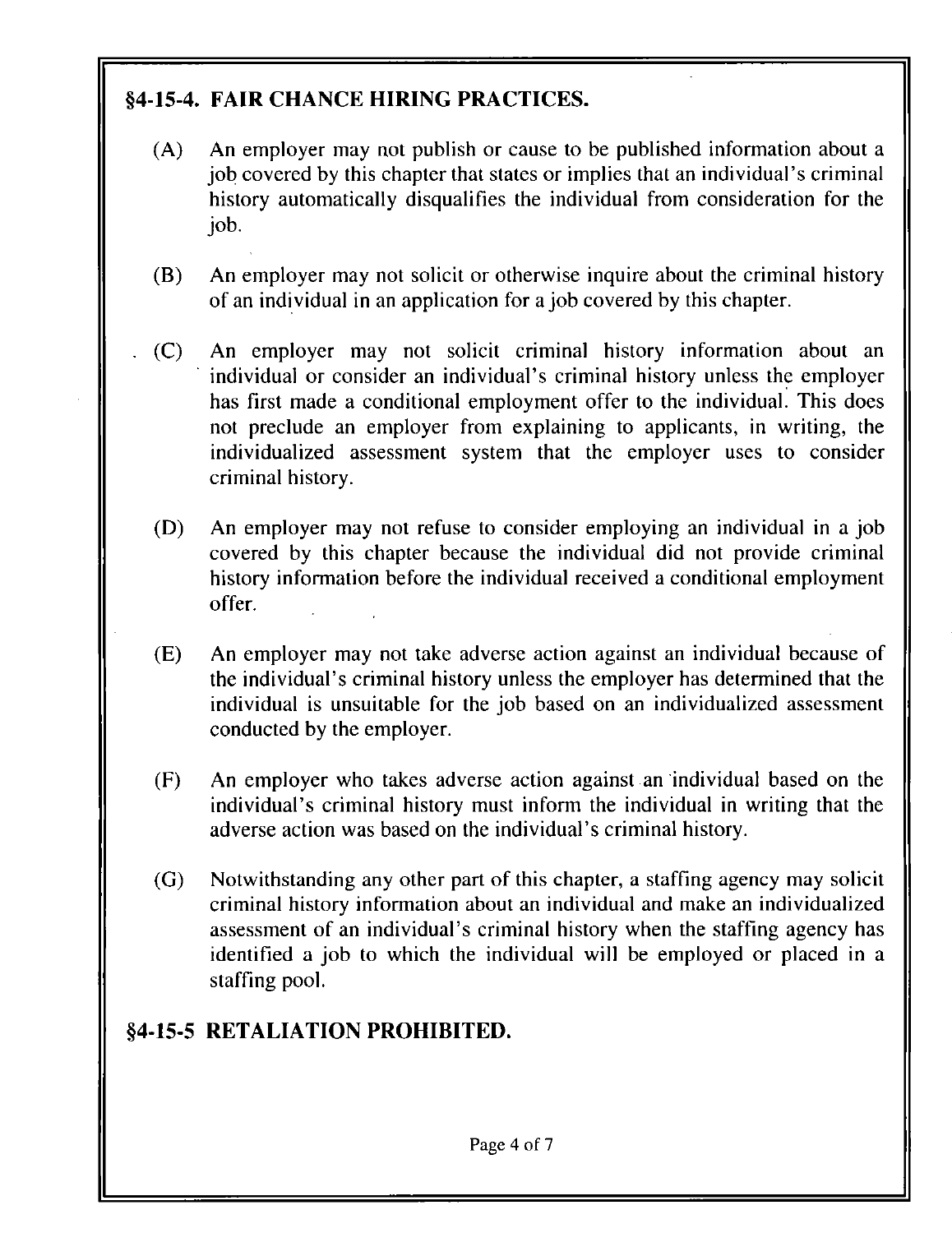## §4-15-4. FAIR CHANCE HIRING PRACTICES.

(A) An employer may not publish or cause to be published information about a job covered by this chapter that states or implies that an individual's criminal history automatically disqualifies the individual from consideration for the job.

(B) An employer may not solicit or otherwise inquire about the criminal history of an individual in an application for a job covered by this chapter.

(C) An employer may not solicit criminal history information about an individual or consider an individual's criminal history unless the employer has first made a conditional employment offer to the individual. This does not preclude an employer from explaining to applicants, in writing, the individualized assessment system that the employer uses to consider criminal history.

(D) An employer may not refuse to consider employing an individual in a job covered by this chapter because the individual did not provide criminal history information before the individual received a conditional employment offer.

(E) An employer may not take adverse action against an individual because of the individual's criminal history unless the employer has determined that the individual is unsuitable for the job based on an individualized assessment conducted by the employer.

(F) An employer who takes adverse action against an individual based on the individual's criminal history must inform the individual in writing that the adverse action was based on the individual's criminal history.

(G) Notwithstanding any other part of this chapter, a staffing agency may solicit criminal history information about an individual and make an individualized assessment of an individual's criminal history when the staffing agency has identified a job to which the individual will be employed or placed in a staffing pool.

## §4-15-5 RETALIATION PROHIBITED.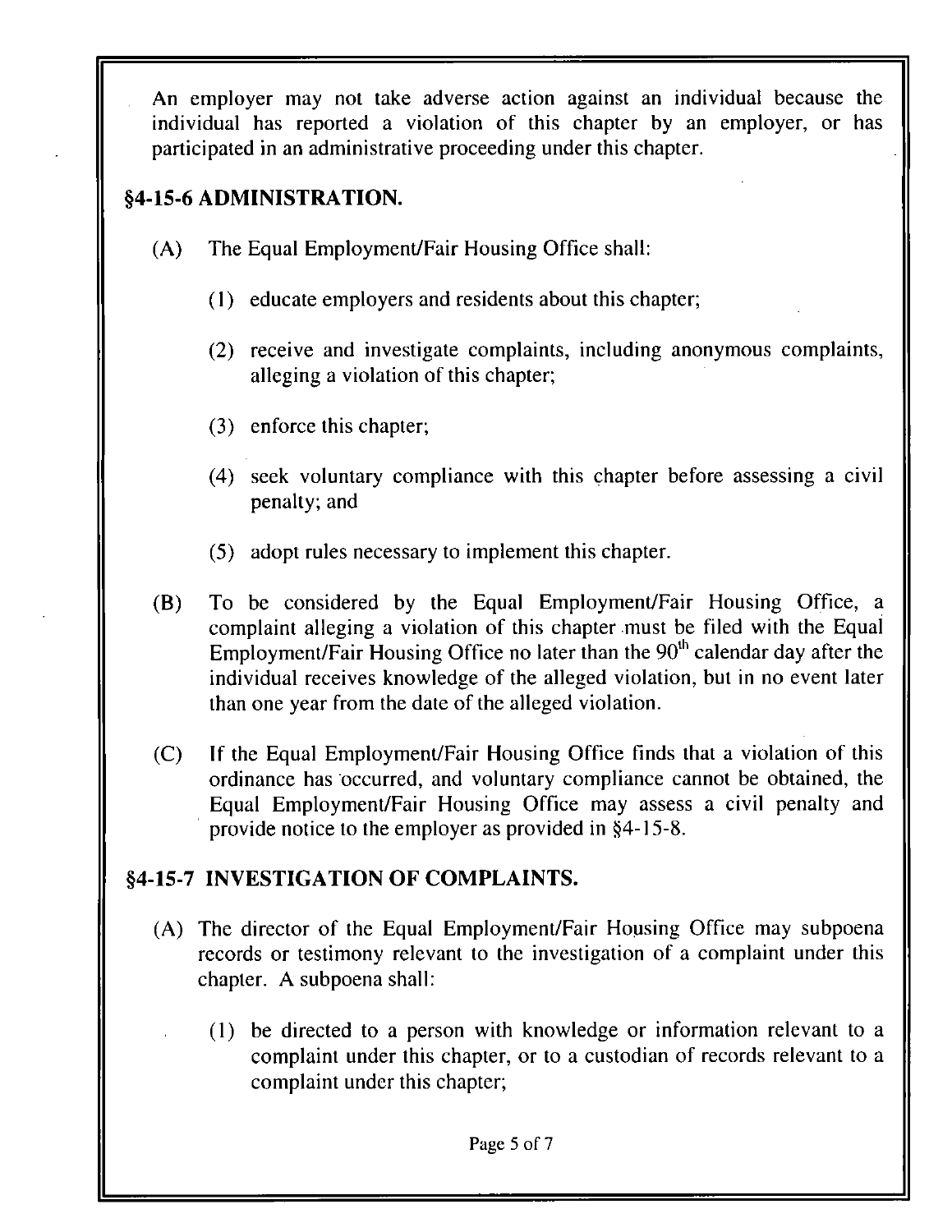An employer may not take adverse action against an individual because the individual has reported a violation of this chapter by an employer, or has participated in an administrative proceeding under this chapter.

## §4-15-6 ADMINISTRATION.

(A) The Equal Employment/Fair Housing Office shall:

(1) educate employers and residents about this chapter;

(2) receive and investigate complaints, including anonymous complaints, alleging a violation of this chapter;

(3) enforce this chapter;

(4) seek voluntary compliance with this chapter before assessing a civil penalty; and

(5) adopt rules necessary to implement this chapter.

(B) To be considered by the Equal Employment/Fair Housing Office, a complaint alleging a violation of this chapter must be filed with the Equal Employment/Fair Housing Office no later than the 90th calendar day after the individual receives knowledge of the alleged violation, but in no event later than one year from the date of the alleged violation.

(C) If the Equal Employment/Fair Housing Office finds that a violation of this ordinance has occurred, and voluntary compliance cannot be obtained, the Equal Employment/Fair Housing Office may assess a civil penalty and provide notice to the employer as provided in §4-15-8.

## §4-15-7 INVESTIGATION OF COMPLAINTS.

(A) The director of the Equal Employment/Fair Housing Office may subpoena records or testimony relevant to the investigation of a complaint under this chapter. A subpoena shall:

(1) be directed to a person with knowledge or information relevant to a complaint under this chapter, or to a custodian of records relevant to a complaint under this chapter;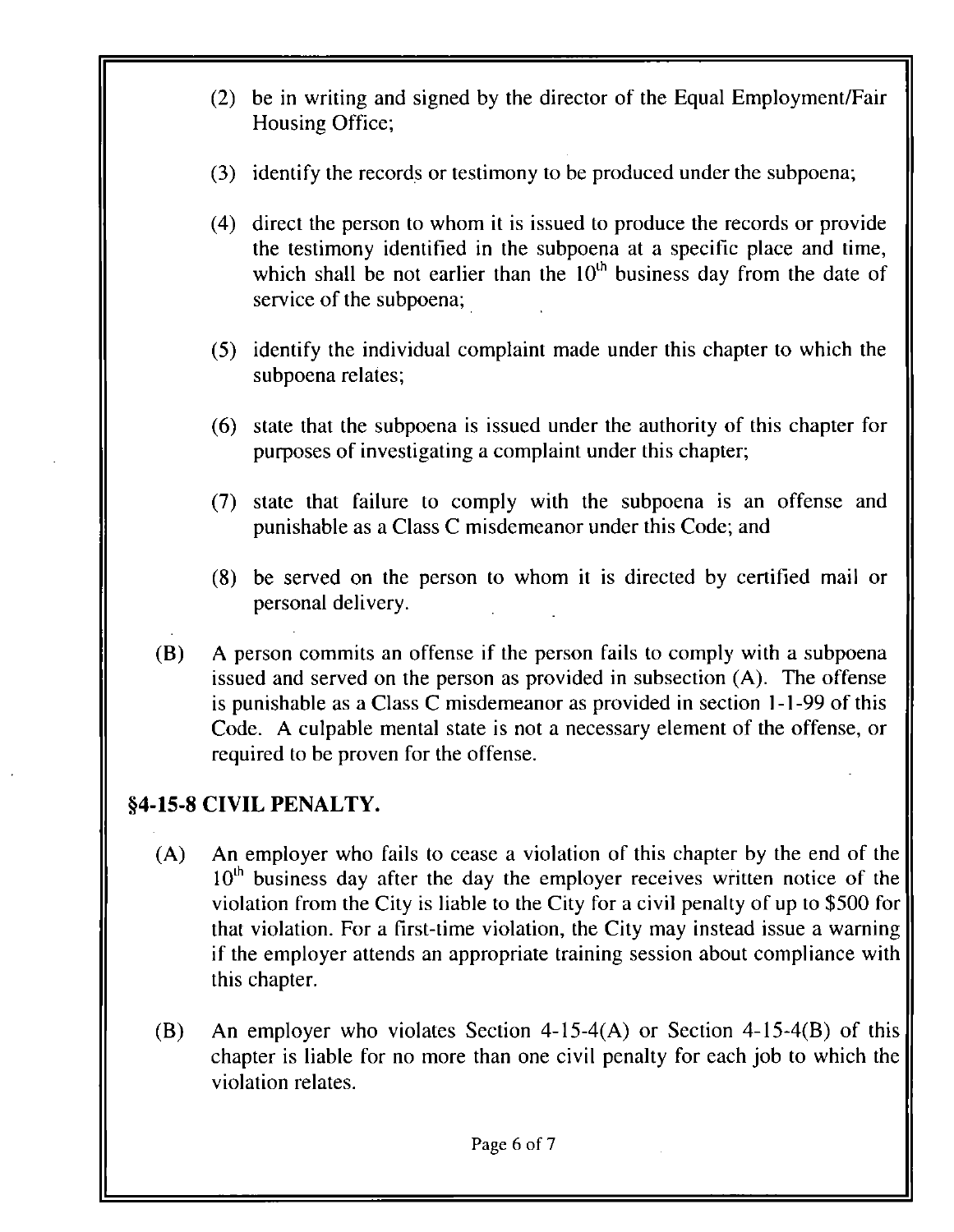(2) be in writing and signed by the director of the Equal Employment/Fair Housing Office;

(3) identify the records or testimony to be produced under the subpoena;

(4) direct the person to whom it is issued to produce the records or provide the testimony identified in the subpoena at a specific place and time, which shall be not earlier than the 10th business day from the date of service of the subpoena;

(5) identify the individual complaint made under this chapter to which the subpoena relates;

(6) state that the subpoena is issued under the authority of this chapter for purposes of investigating a complaint under this chapter;

(7) state that failure to comply with the subpoena is an offense and punishable as a Class C misdemeanor under this Code; and

(8) be served on the person to whom it is directed by certified mail or personal delivery.

(B) A person commits an offense if the person fails to comply with a subpoena issued and served on the person as provided in subsection (A). The offense is punishable as a Class C misdemeanor as provided in section 1-1-99 of this Code. A culpable mental state is not a necessary element of the offense, or required to be proven for the offense.

## §4-15-8 CIVIL PENALTY.

(A) An employer who fails to cease a violation of this chapter by the end of the 10th business day after the day the employer receives written notice of the violation from the City is liable to the City for a civil penalty of up to $500 for that violation. For a first-time violation, the City may instead issue a warning if the employer attends an appropriate training session about compliance with this chapter.

(B) An employer who violates Section 4-15-4(A) or Section 4-15-4(B) of this chapter is liable for no more than one civil penalty for each job to which the violation relates.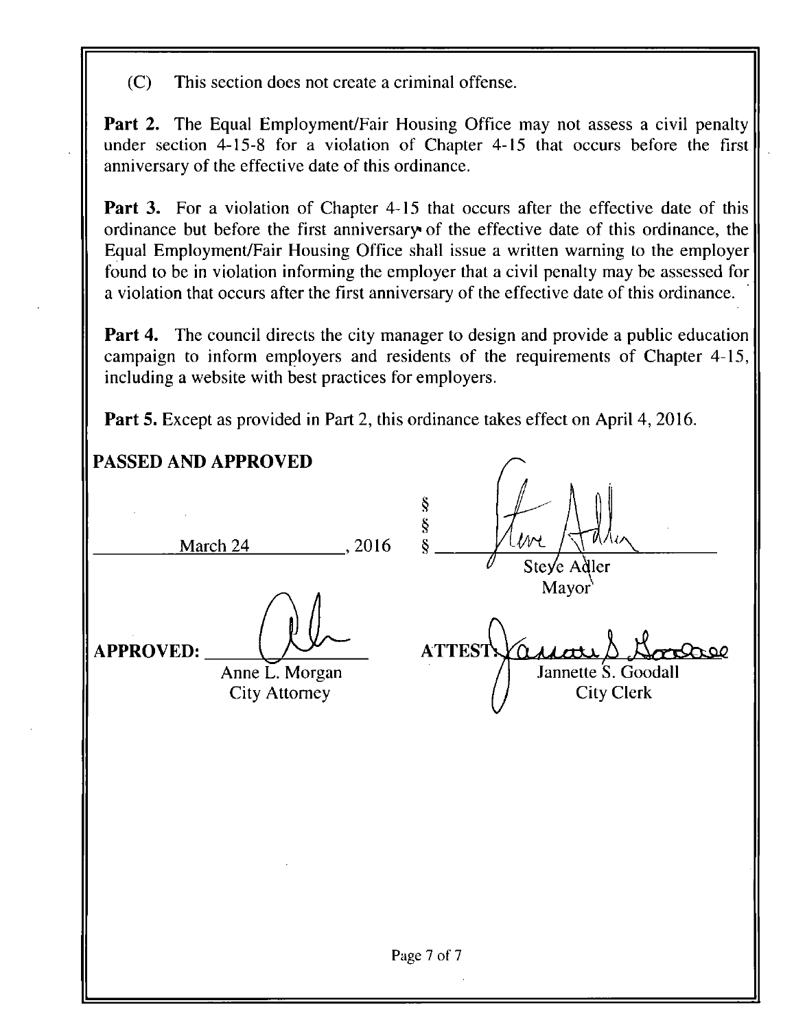(C) This section does not create a criminal offense.

**Part 2.** The Equal Employment/Fair Housing Office may not assess a civil penalty under section 4-15-8 for a violation of Chapter 4-15 that occurs before the first anniversary of the effective date of this ordinance.

**Part 3.** For a violation of Chapter 4-15 that occurs after the effective date of this ordinance but before the first anniversary of the effective date of this ordinance, the Equal Employment/Fair Housing Office shall issue a written warning to the employer found to be in violation informing the employer that a civil penalty may be assessed for a violation that occurs after the first anniversary of the effective date of this ordinance.

**Part 4.** The council directs the city manager to design and provide a public education campaign to inform employers and residents of the requirements of Chapter 4-15, including a website with best practices for employers.

**Part 5.** Except as provided in Part 2, this ordinance takes effect on April 4, 2016.

**PASSED AND APPROVED**

March 24, 2016 §
§
§ ______________________
Steve Adler
Mayor

**APPROVED:** ______________________
Anne L. Morgan
City Attorney

**ATTEST:** ______________________
Jannette S. Goodall
City Clerk